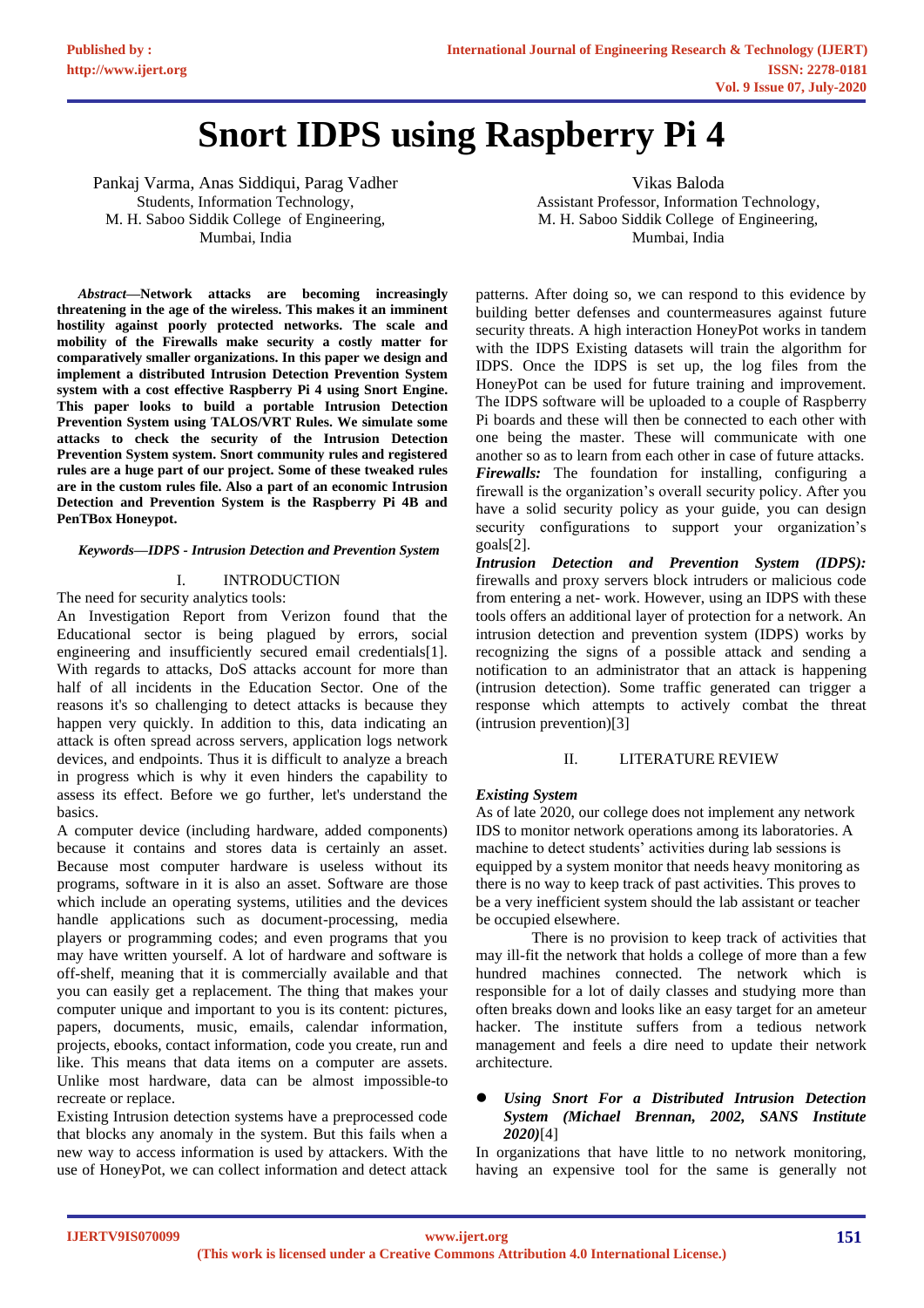# Snort IDPS using Raspberry Pi 4

Pankaj Varma, Anas Siddiqui, Parag Vadher
Students, Information Technology,
M. H. Saboo Siddik College of Engineering,
Mumbai, India

Vikas Baloda
Assistant Professor, Information Technology,
M. H. Saboo Siddik College of Engineering,
Mumbai, India

***Abstract*—Network attacks are becoming increasingly threatening in the age of the wireless. This makes it an imminent hostility against poorly protected networks. The scale and mobility of the Firewalls make security a costly matter for comparatively smaller organizations. In this paper we design and implement a distributed Intrusion Detection Prevention System system with a cost effective Raspberry Pi 4 using Snort Engine. This paper looks to build a portable Intrusion Detection Prevention System using TALOS/VRT Rules. We simulate some attacks to check the security of the Intrusion Detection Prevention System system. Snort community rules and registered rules are a huge part of our project. Some of these tweaked rules are in the custom rules file. Also a part of an economic Intrusion Detection and Prevention System is the Raspberry Pi 4B and PenTBox Honeypot.**

***Keywords—IDPS - Intrusion Detection and Prevention System***

## I. INTRODUCTION

The need for security analytics tools:

An Investigation Report from Verizon found that the Educational sector is being plagued by errors, social engineering and insufficiently secured email credentials[1]. With regards to attacks, DoS attacks account for more than half of all incidents in the Education Sector. One of the reasons it's so challenging to detect attacks is because they happen very quickly. In addition to this, data indicating an attack is often spread across servers, application logs network devices, and endpoints. Thus it is difficult to analyze a breach in progress which is why it even hinders the capability to assess its effect. Before we go further, let's understand the basics.

A computer device (including hardware, added components) because it contains and stores data is certainly an asset. Because most computer hardware is useless without its programs, software in it is also an asset. Software are those which include an operating systems, utilities and the devices handle applications such as document-processing, media players or programming codes; and even programs that you may have written yourself. A lot of hardware and software is off-shelf, meaning that it is commercially available and that you can easily get a replacement. The thing that makes your computer unique and important to you is its content: pictures, papers, documents, music, emails, calendar information, projects, ebooks, contact information, code you create, run and like. This means that data items on a computer are assets. Unlike most hardware, data can be almost impossible-to recreate or replace.

Existing Intrusion detection systems have a preprocessed code that blocks any anomaly in the system. But this fails when a new way to access information is used by attackers. With the use of HoneyPot, we can collect information and detect attack patterns. After doing so, we can respond to this evidence by building better defenses and countermeasures against future security threats. A high interaction HoneyPot works in tandem with the IDPS Existing datasets will train the algorithm for IDPS. Once the IDPS is set up, the log files from the HoneyPot can be used for future training and improvement. The IDPS software will be uploaded to a couple of Raspberry Pi boards and these will then be connected to each other with one being the master. These will communicate with one another so as to learn from each other in case of future attacks.

***Firewalls:*** The foundation for installing, configuring a firewall is the organization's overall security policy. After you have a solid security policy as your guide, you can design security configurations to support your organization's goals[2].

***Intrusion Detection and Prevention System (IDPS):*** firewalls and proxy servers block intruders or malicious code from entering a net- work. However, using an IDPS with these tools offers an additional layer of protection for a network. An intrusion detection and prevention system (IDPS) works by recognizing the signs of a possible attack and sending a notification to an administrator that an attack is happening (intrusion detection). Some traffic generated can trigger a response which attempts to actively combat the threat (intrusion prevention)[3]

## II. LITERATURE REVIEW

***Existing System***

As of late 2020, our college does not implement any network IDS to monitor network operations among its laboratories. A machine to detect students' activities during lab sessions is equipped by a system monitor that needs heavy monitoring as there is no way to keep track of past activities. This proves to be a very inefficient system should the lab assistant or teacher be occupied elsewhere.

There is no provision to keep track of activities that may ill-fit the network that holds a college of more than a few hundred machines connected. The network which is responsible for a lot of daily classes and studying more than often breaks down and looks like an easy target for an ameteur hacker. The institute suffers from a tedious network management and feels a dire need to update their network architecture.

- ***Using Snort For a Distributed Intrusion Detection System (Michael Brennan, 2002, SANS Institute 2020)***[4]

In organizations that have little to no network monitoring, having an expensive tool for the same is generally not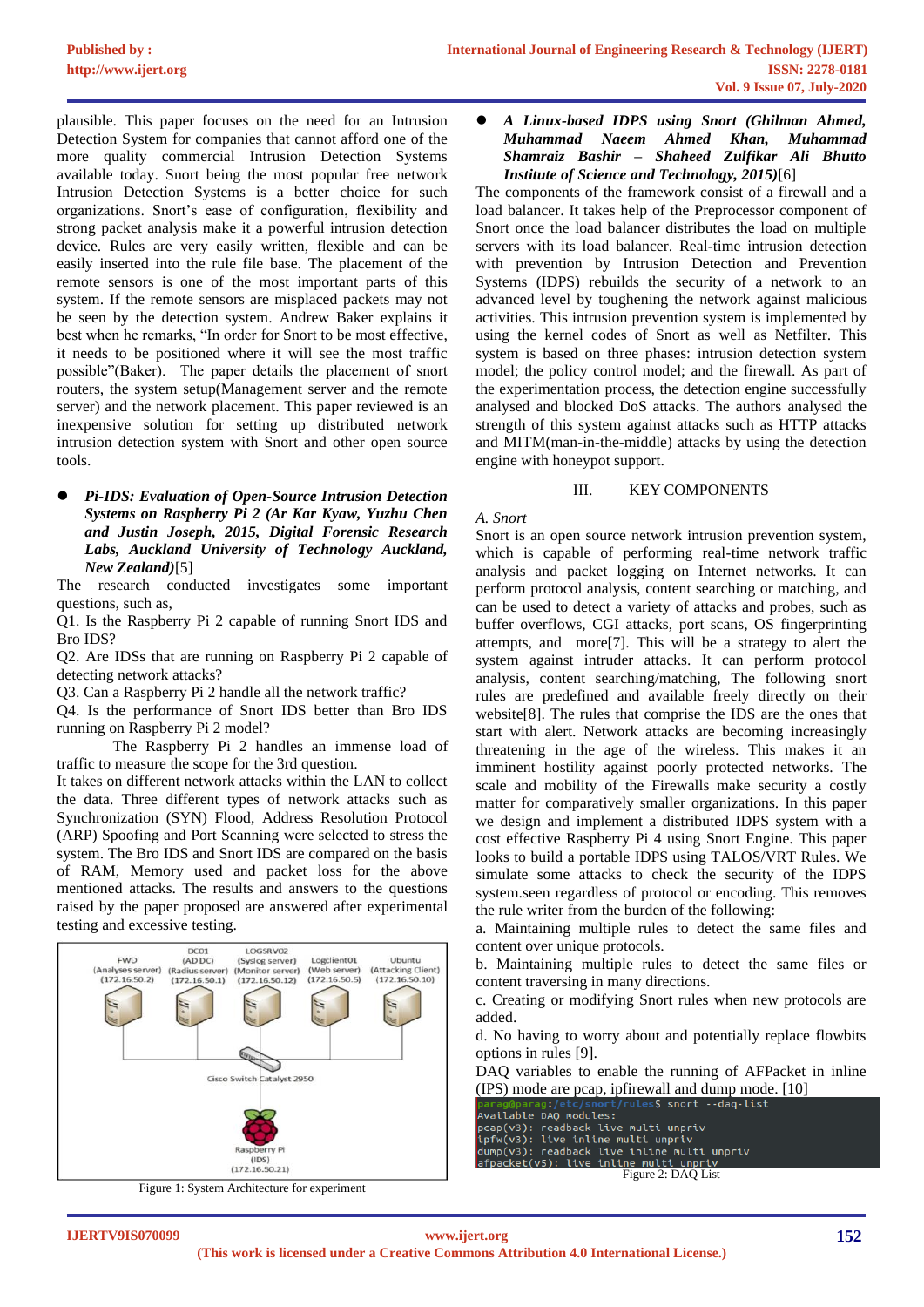plausible. This paper focuses on the need for an Intrusion Detection System for companies that cannot afford one of the more quality commercial Intrusion Detection Systems available today. Snort being the most popular free network Intrusion Detection Systems is a better choice for such organizations. Snort's ease of configuration, flexibility and strong packet analysis make it a powerful intrusion detection device. Rules are very easily written, flexible and can be easily inserted into the rule file base. The placement of the remote sensors is one of the most important parts of this system. If the remote sensors are misplaced packets may not be seen by the detection system. Andrew Baker explains it best when he remarks, "In order for Snort to be most effective, it needs to be positioned where it will see the most traffic possible"(Baker). The paper details the placement of snort routers, the system setup(Management server and the remote server) and the network placement. This paper reviewed is an inexpensive solution for setting up distributed network intrusion detection system with Snort and other open source tools.

- ***Pi-IDS: Evaluation of Open-Source Intrusion Detection Systems on Raspberry Pi 2 (Ar Kar Kyaw, Yuzhu Chen and Justin Joseph, 2015, Digital Forensic Research Labs, Auckland University of Technology Auckland, New Zealand)***[5]

The research conducted investigates some important questions, such as,

Q1. Is the Raspberry Pi 2 capable of running Snort IDS and Bro IDS?

Q2. Are IDSs that are running on Raspberry Pi 2 capable of detecting network attacks?

Q3. Can a Raspberry Pi 2 handle all the network traffic?

Q4. Is the performance of Snort IDS better than Bro IDS running on Raspberry Pi 2 model?

The Raspberry Pi 2 handles an immense load of traffic to measure the scope for the 3rd question.

It takes on different network attacks within the LAN to collect the data. Three different types of network attacks such as Synchronization (SYN) Flood, Address Resolution Protocol (ARP) Spoofing and Port Scanning were selected to stress the system. The Bro IDS and Snort IDS are compared on the basis of RAM, Memory used and packet loss for the above mentioned attacks. The results and answers to the questions raised by the paper proposed are answered after experimental testing and excessive testing.

Figure 1: System Architecture for experiment

- ***A Linux-based IDPS using Snort (Ghilman Ahmed, Muhammad Naeem Ahmed Khan, Muhammad Shamraiz Bashir – Shaheed Zulfikar Ali Bhutto Institute of Science and Technology, 2015)***[6]

The components of the framework consist of a firewall and a load balancer. It takes help of the Preprocessor component of Snort once the load balancer distributes the load on multiple servers with its load balancer. Real-time intrusion detection with prevention by Intrusion Detection and Prevention Systems (IDPS) rebuilds the security of a network to an advanced level by toughening the network against malicious activities. This intrusion prevention system is implemented by using the kernel codes of Snort as well as Netfilter. This system is based on three phases: intrusion detection system model; the policy control model; and the firewall. As part of the experimentation process, the detection engine successfully analysed and blocked DoS attacks. The authors analysed the strength of this system against attacks such as HTTP attacks and MITM(man-in-the-middle) attacks by using the detection engine with honeypot support.

## III. KEY COMPONENTS

### A. Snort

Snort is an open source network intrusion prevention system, which is capable of performing real-time network traffic analysis and packet logging on Internet networks. It can perform protocol analysis, content searching or matching, and can be used to detect a variety of attacks and probes, such as buffer overflows, CGI attacks, port scans, OS fingerprinting attempts, and more[7]. This will be a strategy to alert the system against intruder attacks. It can perform protocol analysis, content searching/matching, The following snort rules are predefined and available freely directly on their website[8]. The rules that comprise the IDS are the ones that start with alert. Network attacks are becoming increasingly threatening in the age of the wireless. This makes it an imminent hostility against poorly protected networks. The scale and mobility of the Firewalls make security a costly matter for comparatively smaller organizations. In this paper we design and implement a distributed IDPS system with a cost effective Raspberry Pi 4 using Snort Engine. This paper looks to build a portable IDPS using TALOS/VRT Rules. We simulate some attacks to check the security of the IDPS system.seen regardless of protocol or encoding. This removes the rule writer from the burden of the following:

a. Maintaining multiple rules to detect the same files and content over unique protocols.

b. Maintaining multiple rules to detect the same files or content traversing in many directions.

c. Creating or modifying Snort rules when new protocols are added.

d. No having to worry about and potentially replace flowbits options in rules [9].

DAQ variables to enable the running of AFPacket in inline (IPS) mode are pcap, ipfirewall and dump mode. [10]

```
parag@parag:/etc/snort/rules$ snort --daq-list
Available DAQ modules:
pcap(v3): readback live multi unpriv
ipfw(v3): live inline multi unpriv
dump(v3): readback live inline multi unpriv
afpacket(v5): live inline multi unpriv
```

Figure 2: DAQ List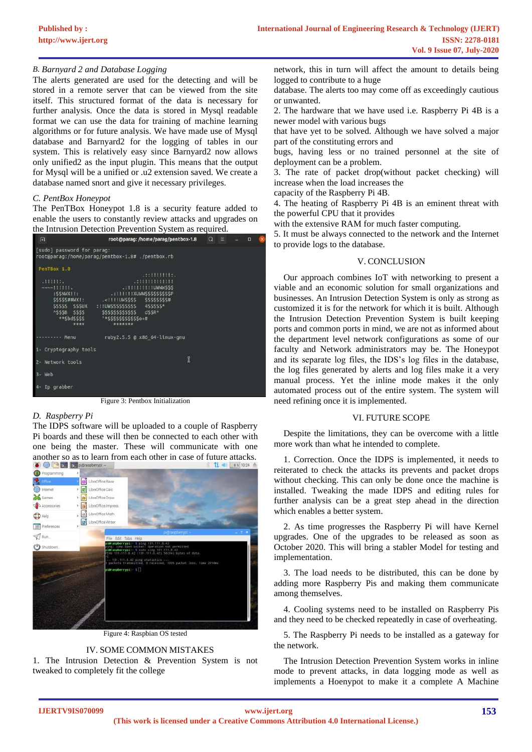### B. Barnyard 2 and Database Logging

The alerts generated are used for the detecting and will be stored in a remote server that can be viewed from the site itself. This structured format of the data is necessary for further analysis. Once the data is stored in Mysql readable format we can use the data for training of machine learning algorithms or for future analysis. We have made use of Mysql database and Barnyard2 for the logging of tables in our system. This is relatively easy since Barnyard2 now allows only unified2 as the input plugin. This means that the output for Mysql will be a unified or .u2 extension saved. We create a database named snort and give it necessary privileges.

### C. PentBox Honeypot

The PenTBox Honeypot 1.8 is a security feature added to enable the users to constantly review attacks and upgrades on the Intrusion Detection Prevention System as required.

Figure 3: Pentbox Initialization

### D. Raspberry Pi

The IDPS software will be uploaded to a couple of Raspberry Pi boards and these will then be connected to each other with one being the master. These will communicate with one another so as to learn from each other in case of future attacks.

Figure 4: Raspbian OS tested

## IV. SOME COMMON MISTAKES

1. The Intrusion Detection & Prevention System is not tweaked to completely fit the college network, this in turn will affect the amount to details being logged to contribute to a huge database. The alerts too may come off as exceedingly cautious or unwanted.
2. The hardware that we have used i.e. Raspberry Pi 4B is a newer model with various bugs that have yet to be solved. Although we have solved a major part of the constituting errors and bugs, having less or no trained personnel at the site of deployment can be a problem.
3. The rate of packet drop(without packet checking) will increase when the load increases the capacity of the Raspberry Pi 4B.
4. The heating of Raspberry Pi 4B is an eminent threat with the powerful CPU that it provides with the extensive RAM for much faster computing.
5. It must be always connected to the network and the Internet to provide logs to the database.

## V. CONCLUSION

Our approach combines IoT with networking to present a viable and an economic solution for small organizations and businesses. An Intrusion Detection System is only as strong as customized it is for the network for which it is built. Although the Intrusion Detection Prevention System is built keeping ports and common ports in mind, we are not as informed about the department level network configurations as some of our faculty and Network administrators may be. The Honeypot and its separate log files, the IDS's log files in the database, the log files generated by alerts and log files make it a very manual process. Yet the inline mode makes it the only automated process out of the entire system. The system will need refining once it is implemented.

## VI. FUTURE SCOPE

Despite the limitations, they can be overcome with a little more work than what he intended to complete.

1. Correction. Once the IDPS is implemented, it needs to reiterated to check the attacks its prevents and packet drops without checking. This can only be done once the machine is installed. Tweaking the made IDPS and editing rules for further analysis can be a great step ahead in the direction which enables a better system.

2. As time progresses the Raspberry Pi will have Kernel upgrades. One of the upgrades to be released as soon as October 2020. This will bring a stabler Model for testing and implementation.

3. The load needs to be distributed, this can be done by adding more Raspberry Pis and making them communicate among themselves.

4. Cooling systems need to be installed on Raspberry Pis and they need to be checked repeatedly in case of overheating.

5. The Raspberry Pi needs to be installed as a gateway for the network.

The Intrusion Detection Prevention System works in inline mode to prevent attacks, in data logging mode as well as implements a Hoenypot to make it a complete A Machine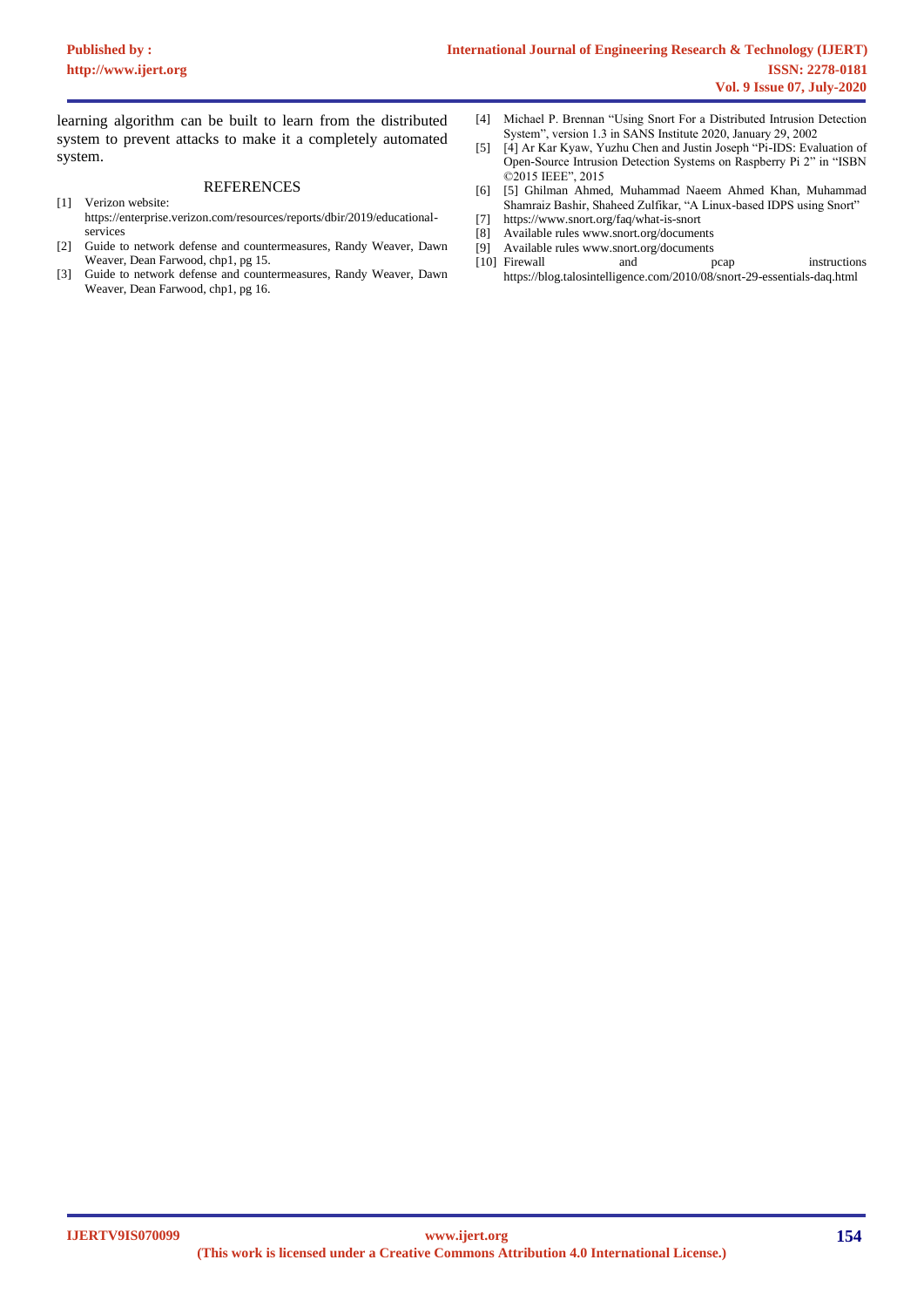learning algorithm can be built to learn from the distributed system to prevent attacks to make it a completely automated system.

## REFERENCES

[1] Verizon website: https://enterprise.verizon.com/resources/reports/dbir/2019/educational-services

[2] Guide to network defense and countermeasures, Randy Weaver, Dawn Weaver, Dean Farwood, chp1, pg 15.

[3] Guide to network defense and countermeasures, Randy Weaver, Dawn Weaver, Dean Farwood, chp1, pg 16.

[4] Michael P. Brennan "Using Snort For a Distributed Intrusion Detection System", version 1.3 in SANS Institute 2020, January 29, 2002

[5] [4] Ar Kar Kyaw, Yuzhu Chen and Justin Joseph "Pi-IDS: Evaluation of Open-Source Intrusion Detection Systems on Raspberry Pi 2" in "ISBN ©2015 IEEE", 2015

[6] [5] Ghilman Ahmed, Muhammad Naeem Ahmed Khan, Muhammad Shamraiz Bashir, Shaheed Zulfikar, "A Linux-based IDPS using Snort"

[7] https://www.snort.org/faq/what-is-snort

[8] Available rules www.snort.org/documents

[9] Available rules www.snort.org/documents

[10] Firewall and pcap instructions https://blog.talosintelligence.com/2010/08/snort-29-essentials-daq.html